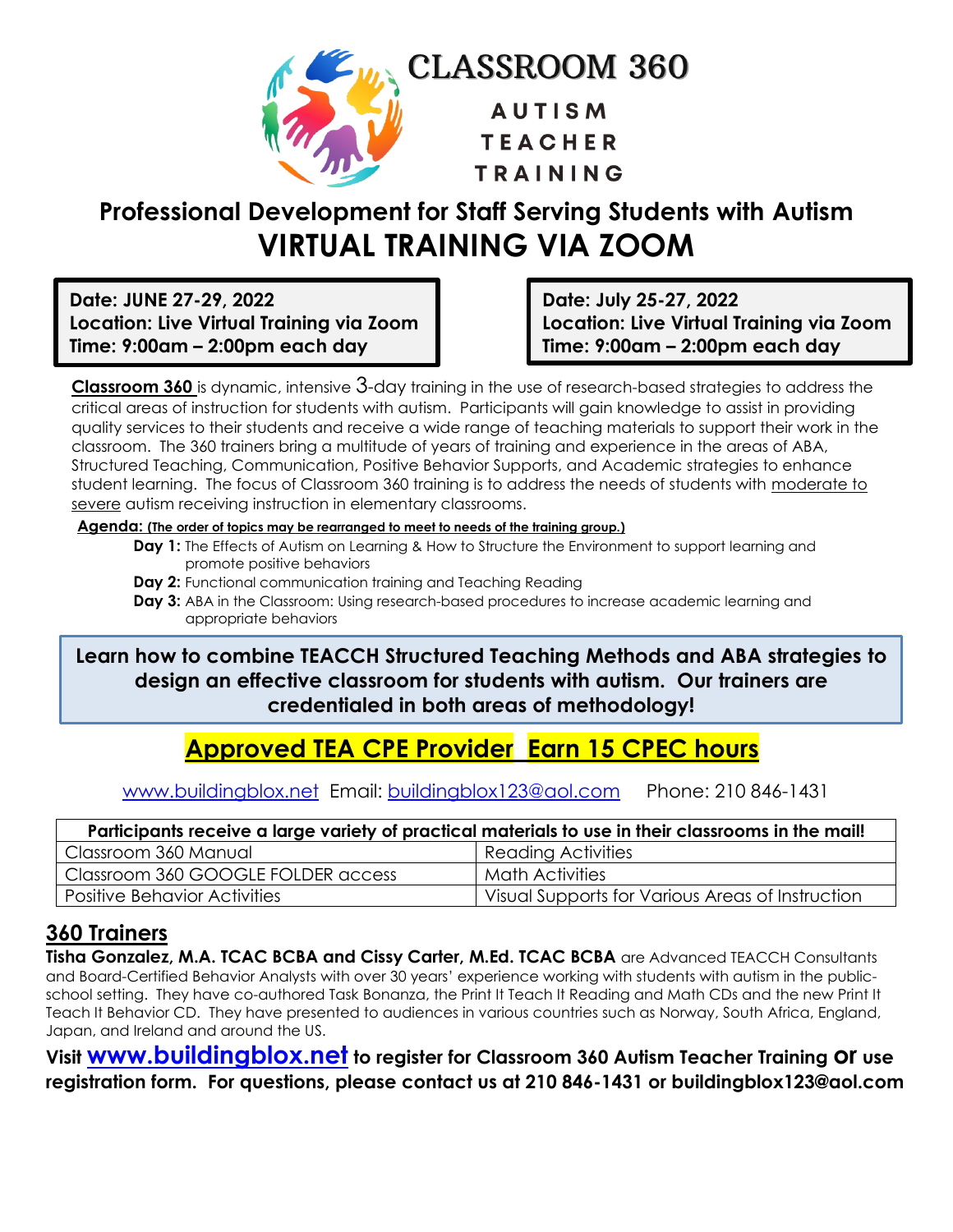# CLASSROOM 360

**AUTISM TEACHER TRAINING**

## Professional Development for Staff Serving Students with Autism

# VIRTUAL TRAINING VIA ZOOM

**Date: JUNE 27-29, 2022**
**Location: Live Virtual Training via Zoom**
**Time: 9:00am – 2:00pm each day**

**Date: July 25-27, 2022**
**Location: Live Virtual Training via Zoom**
**Time: 9:00am – 2:00pm each day**

**Classroom 360** is dynamic, intensive 3-day training in the use of research-based strategies to address the critical areas of instruction for students with autism. Participants will gain knowledge to assist in providing quality services to their students and receive a wide range of teaching materials to support their work in the classroom. The 360 trainers bring a multitude of years of training and experience in the areas of ABA, Structured Teaching, Communication, Positive Behavior Supports, and Academic strategies to enhance student learning. The focus of Classroom 360 training is to address the needs of students with moderate to severe autism receiving instruction in elementary classrooms.

**Agenda: (The order of topics may be rearranged to meet to needs of the training group.)**

- **Day 1:** The Effects of Autism on Learning & How to Structure the Environment to support learning and promote positive behaviors
- **Day 2:** Functional communication training and Teaching Reading
- **Day 3:** ABA in the Classroom: Using research-based procedures to increase academic learning and appropriate behaviors

**Learn how to combine TEACCH Structured Teaching Methods and ABA strategies to design an effective classroom for students with autism. Our trainers are credentialed in both areas of methodology!**

## Approved TEA CPE Provider Earn 15 CPEC hours

www.buildingblox.net Email: buildingblox123@aol.com Phone: 210 846-1431

| Participants receive a large variety of practical materials to use in their classrooms in the mail! | |
|---|---|
| Classroom 360 Manual | Reading Activities |
| Classroom 360 GOOGLE FOLDER access | Math Activities |
| Positive Behavior Activities | Visual Supports for Various Areas of Instruction |

## 360 Trainers

**Tisha Gonzalez, M.A. TCAC BCBA and Cissy Carter, M.Ed. TCAC BCBA** are Advanced TEACCH Consultants and Board-Certified Behavior Analysts with over 30 years' experience working with students with autism in the public-school setting. They have co-authored Task Bonanza, the Print It Teach It Reading and Math CDs and the new Print It Teach It Behavior CD. They have presented to audiences in various countries such as Norway, South Africa, England, Japan, and Ireland and around the US.

**Visit www.buildingblox.net to register for Classroom 360 Autism Teacher Training or use registration form. For questions, please contact us at 210 846-1431 or buildingblox123@aol.com**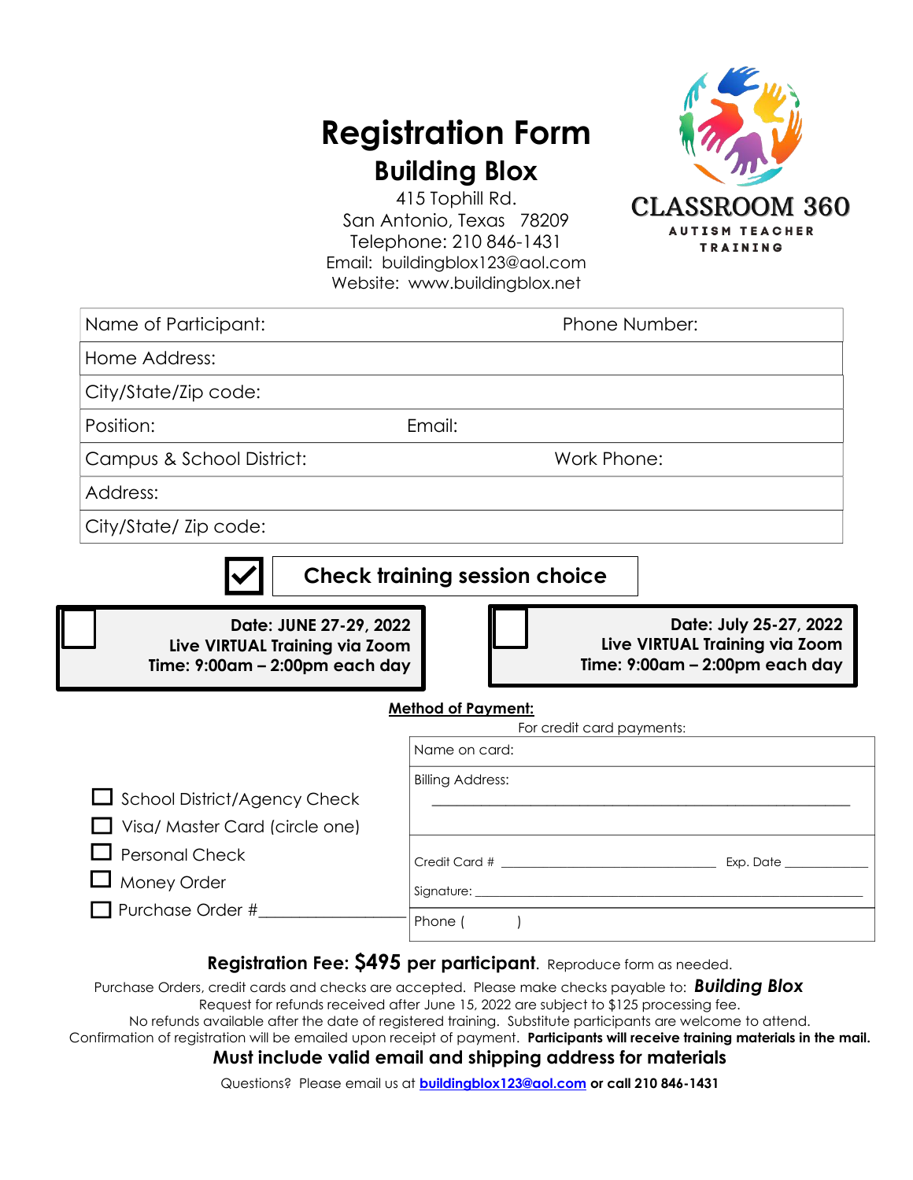# Registration Form

## Building Blox

415 Tophill Rd.
San Antonio, Texas 78209
Telephone: 210 846-1431
Email: buildingblox123@aol.com
Website: www.buildingblox.net

CLASSROOM 360
AUTISM TEACHER TRAINING

| | |
|---|---|
| Name of Participant: | Phone Number: |
| Home Address: | |
| City/State/Zip code: | |
| Position: | Email: |
| Campus & School District: | Work Phone: |
| Address: | |
| City/State/ Zip code: | |

☑ **Check training session choice**

☐ **Date: JUNE 27-29, 2022**
**Live VIRTUAL Training via Zoom**
**Time: 9:00am – 2:00pm each day**

☐ **Date: July 25-27, 2022**
**Live VIRTUAL Training via Zoom**
**Time: 9:00am – 2:00pm each day**

**Method of Payment:**

- ☐ School District/Agency Check
- ☐ Visa/ Master Card (circle one)
- ☐ Personal Check
- ☐ Money Order
- ☐ Purchase Order #________________

For credit card payments:

| |
|---|
| Name on card: |
| Billing Address: ________________________________________________ |
| Credit Card # ____________________________ Exp. Date __________ |
| Signature: ________________________________________________ |
| Phone (          ) |

**Registration Fee: $495 per participant**. Reproduce form as needed.

Purchase Orders, credit cards and checks are accepted. Please make checks payable to: ***Building Blox***

Request for refunds received after June 15, 2022 are subject to $125 processing fee.

No refunds available after the date of registered training. Substitute participants are welcome to attend.

Confirmation of registration will be emailed upon receipt of payment. **Participants will receive training materials in the mail.**

**Must include valid email and shipping address for materials**

Questions? Please email us at **buildingblox123@aol.com** **or call 210 846-1431**